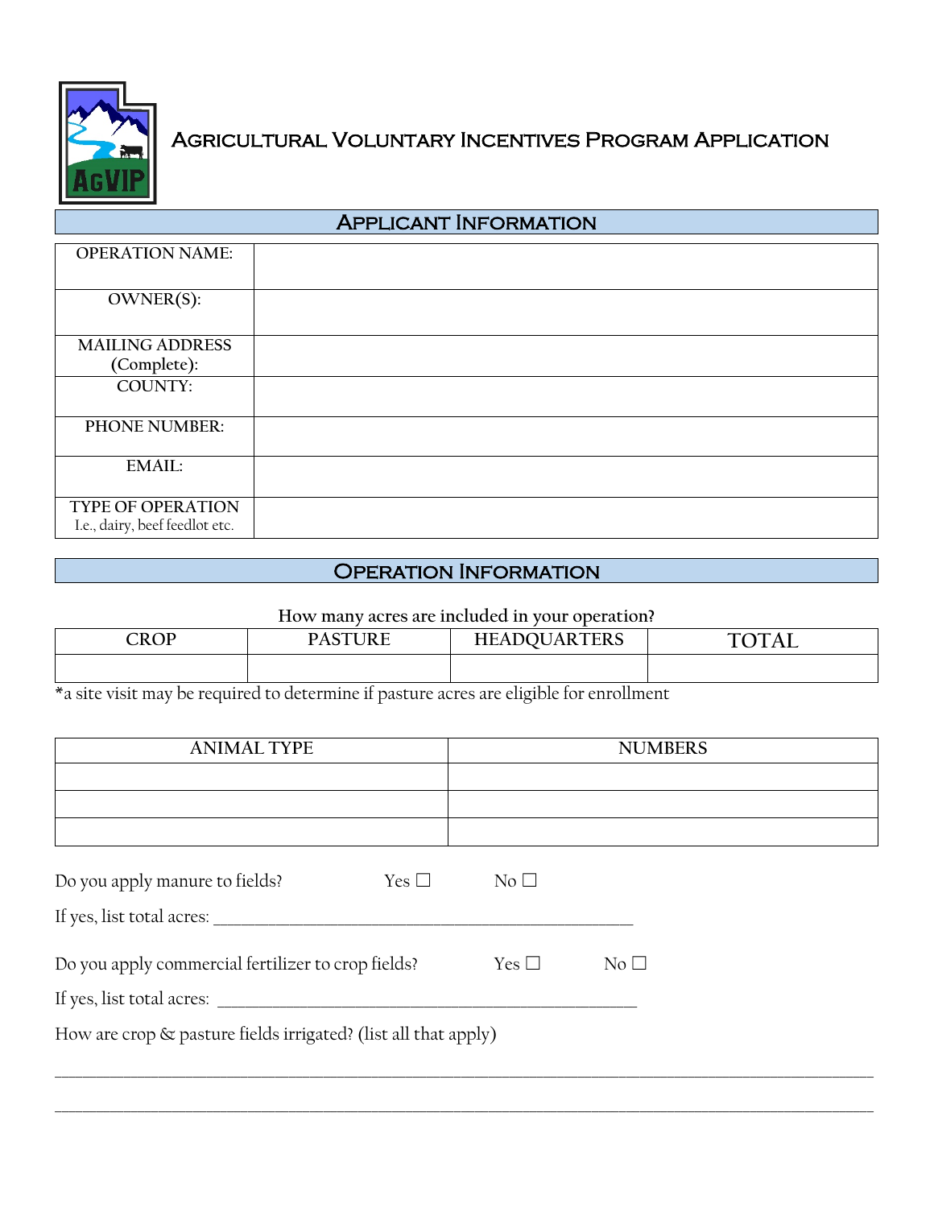# Agricultural Voluntary Incentives Program Application

## Applicant Information

| | |
|---|---|
| OPERATION NAME: | |
| OWNER(S): | |
| MAILING ADDRESS (Complete): | |
| COUNTY: | |
| PHONE NUMBER: | |
| EMAIL: | |
| TYPE OF OPERATION I.e., dairy, beef feedlot etc. | |

## Operation Information

**How many acres are included in your operation?**

| CROP | PASTURE | HEADQUARTERS | TOTAL |
|---|---|---|---|
| | | | |

*a site visit may be required to determine if pasture acres are eligible for enrollment

| ANIMAL TYPE | NUMBERS |
|---|---|
| | |
| | |
| | |

Do you apply manure to fields? Yes ☐ No ☐

If yes, list total acres: ____________________________________________

Do you apply commercial fertilizer to crop fields? Yes ☐ No ☐

If yes, list total acres: ____________________________________________

How are crop & pasture fields irrigated? (list all that apply)

____________________________________________________________________________________

____________________________________________________________________________________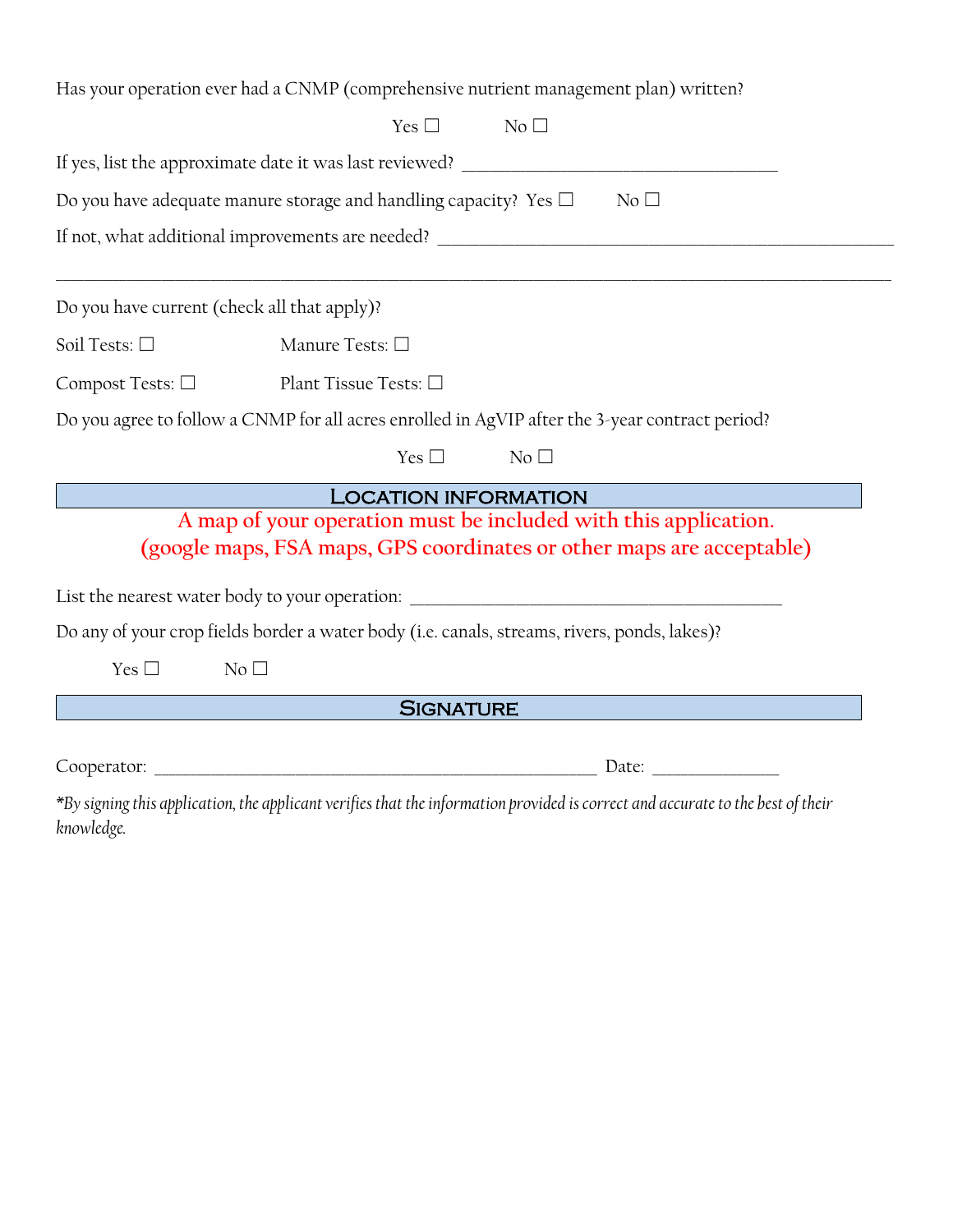Has your operation ever had a CNMP (comprehensive nutrient management plan) written?

Yes ☐ No ☐

If yes, list the approximate date it was last reviewed? ___________________________________

Do you have adequate manure storage and handling capacity? Yes ☐ No ☐

If not, what additional improvements are needed? _______________________________________________

_______________________________________________________________________________________

Do you have current (check all that apply)?

Soil Tests: ☐ Manure Tests: ☐

Compost Tests: ☐ Plant Tissue Tests: ☐

Do you agree to follow a CNMP for all acres enrolled in AgVIP after the 3-year contract period?

Yes ☐ No ☐

## Location Information

**A map of your operation must be included with this application.**
**(google maps, FSA maps, GPS coordinates or other maps are acceptable)**

List the nearest water body to your operation: ________________________________________

Do any of your crop fields border a water body (i.e. canals, streams, rivers, ponds, lakes)?

Yes ☐ No ☐

## Signature

Cooperator: _________________________________________________ Date: ______________

*\*By signing this application, the applicant verifies that the information provided is correct and accurate to the best of their knowledge.*